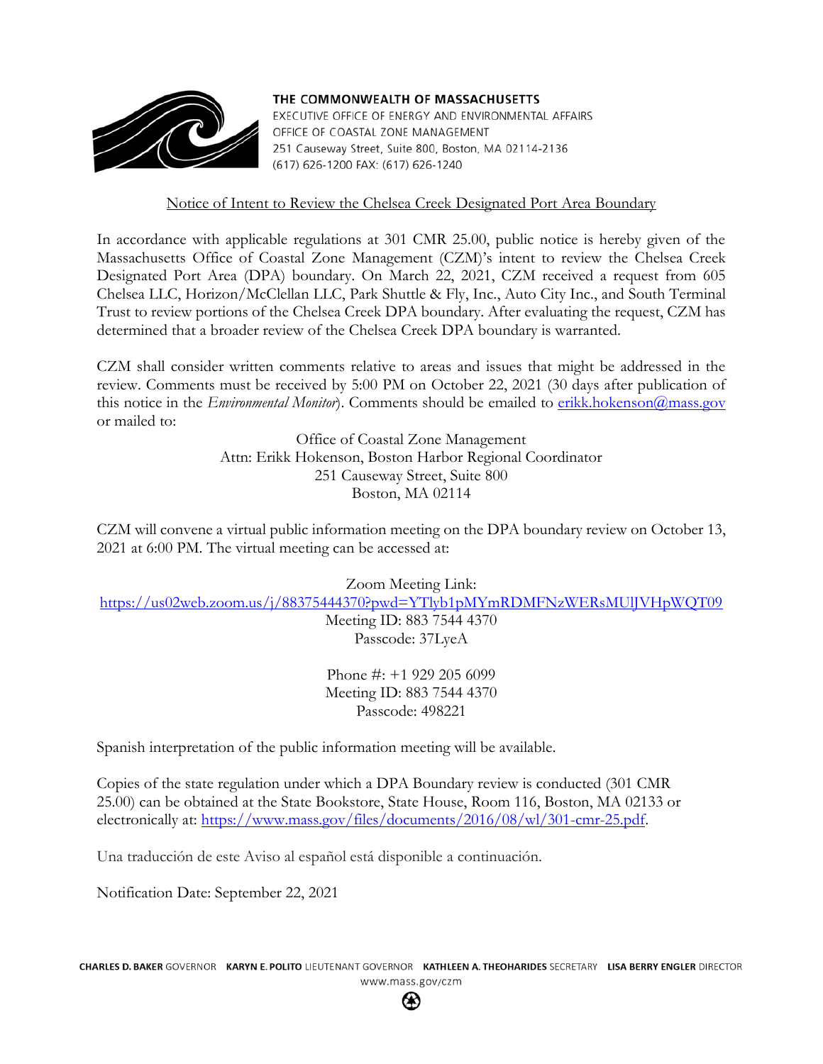**THE COMMONWEALTH OF MASSACHUSETTS**
EXECUTIVE OFFICE OF ENERGY AND ENVIRONMENTAL AFFAIRS
OFFICE OF COASTAL ZONE MANAGEMENT
251 Causeway Street, Suite 800, Boston, MA 02114-2136
(617) 626-1200 FAX: (617) 626-1240

## Notice of Intent to Review the Chelsea Creek Designated Port Area Boundary

In accordance with applicable regulations at 301 CMR 25.00, public notice is hereby given of the Massachusetts Office of Coastal Zone Management (CZM)'s intent to review the Chelsea Creek Designated Port Area (DPA) boundary. On March 22, 2021, CZM received a request from 605 Chelsea LLC, Horizon/McClellan LLC, Park Shuttle & Fly, Inc., Auto City Inc., and South Terminal Trust to review portions of the Chelsea Creek DPA boundary. After evaluating the request, CZM has determined that a broader review of the Chelsea Creek DPA boundary is warranted.

CZM shall consider written comments relative to areas and issues that might be addressed in the review. Comments must be received by 5:00 PM on October 22, 2021 (30 days after publication of this notice in the *Environmental Monitor*). Comments should be emailed to erikk.hokenson@mass.gov or mailed to:

Office of Coastal Zone Management
Attn: Erikk Hokenson, Boston Harbor Regional Coordinator
251 Causeway Street, Suite 800
Boston, MA 02114

CZM will convene a virtual public information meeting on the DPA boundary review on October 13, 2021 at 6:00 PM. The virtual meeting can be accessed at:

Zoom Meeting Link:
https://us02web.zoom.us/j/88375444370?pwd=YTlyb1pMYmRDMFNzWERsMUlJVHpWQT09
Meeting ID: 883 7544 4370
Passcode: 37LyeA

Phone #: +1 929 205 6099
Meeting ID: 883 7544 4370
Passcode: 498221

Spanish interpretation of the public information meeting will be available.

Copies of the state regulation under which a DPA Boundary review is conducted (301 CMR 25.00) can be obtained at the State Bookstore, State House, Room 116, Boston, MA 02133 or electronically at: https://www.mass.gov/files/documents/2016/08/wl/301-cmr-25.pdf.

Una traducción de este Aviso al español está disponible a continuación.

Notification Date: September 22, 2021

**CHARLES D. BAKER** GOVERNOR **KARYN E. POLITO** LIEUTENANT GOVERNOR **KATHLEEN A. THEOHARIDES** SECRETARY **LISA BERRY ENGLER** DIRECTOR
www.mass.gov/czm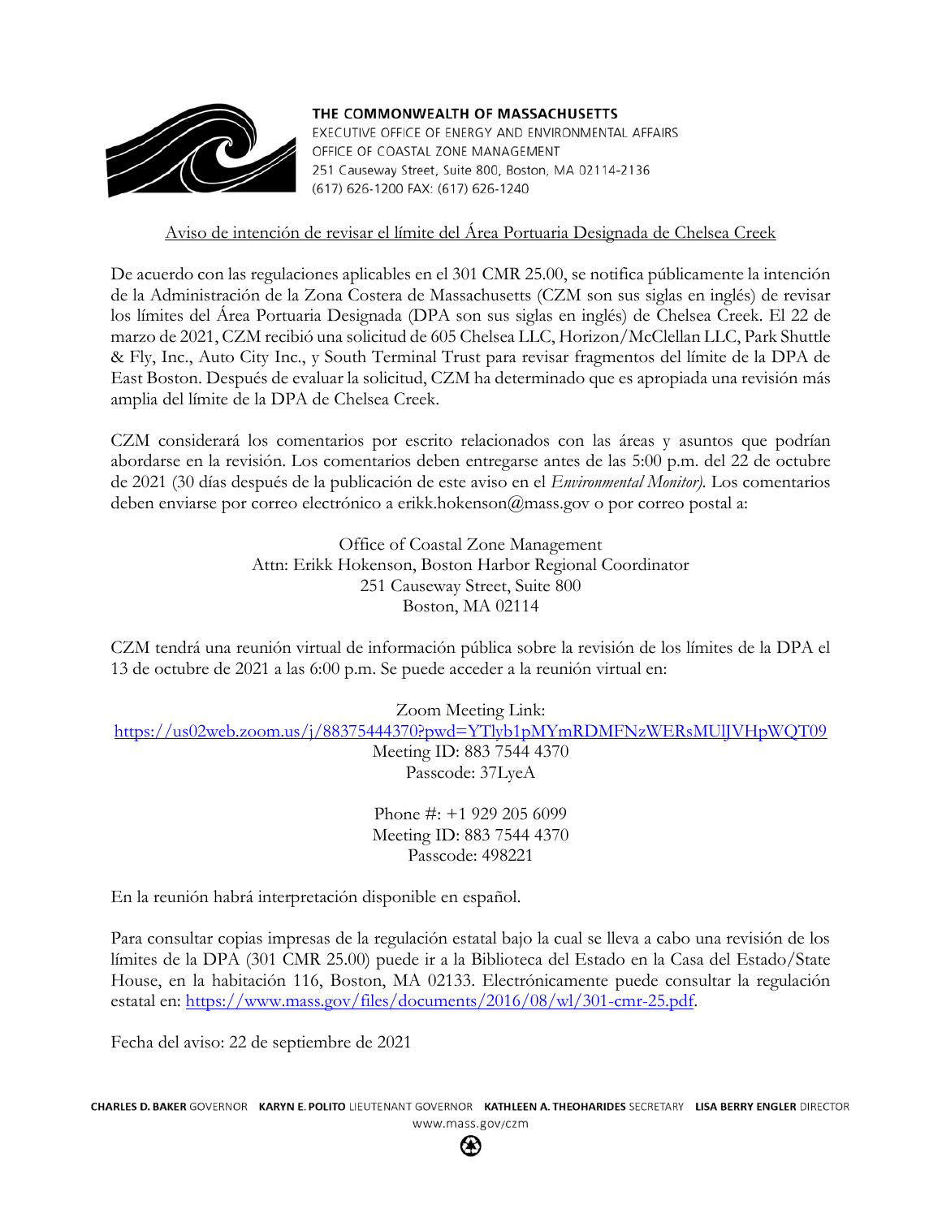**THE COMMONWEALTH OF MASSACHUSETTS**
EXECUTIVE OFFICE OF ENERGY AND ENVIRONMENTAL AFFAIRS
OFFICE OF COASTAL ZONE MANAGEMENT
251 Causeway Street, Suite 800, Boston, MA 02114-2136
(617) 626-1200 FAX: (617) 626-1240

Aviso de intención de revisar el límite del Área Portuaria Designada de Chelsea Creek

De acuerdo con las regulaciones aplicables en el 301 CMR 25.00, se notifica públicamente la intención de la Administración de la Zona Costera de Massachusetts (CZM son sus siglas en inglés) de revisar los límites del Área Portuaria Designada (DPA son sus siglas en inglés) de Chelsea Creek. El 22 de marzo de 2021, CZM recibió una solicitud de 605 Chelsea LLC, Horizon/McClellan LLC, Park Shuttle & Fly, Inc., Auto City Inc., y South Terminal Trust para revisar fragmentos del límite de la DPA de East Boston. Después de evaluar la solicitud, CZM ha determinado que es apropiada una revisión más amplia del límite de la DPA de Chelsea Creek.

CZM considerará los comentarios por escrito relacionados con las áreas y asuntos que podrían abordarse en la revisión. Los comentarios deben entregarse antes de las 5:00 p.m. del 22 de octubre de 2021 (30 días después de la publicación de este aviso en el *Environmental Monitor).* Los comentarios deben enviarse por correo electrónico a erikk.hokenson@mass.gov o por correo postal a:

Office of Coastal Zone Management
Attn: Erikk Hokenson, Boston Harbor Regional Coordinator
251 Causeway Street, Suite 800
Boston, MA 02114

CZM tendrá una reunión virtual de información pública sobre la revisión de los límites de la DPA el 13 de octubre de 2021 a las 6:00 p.m. Se puede acceder a la reunión virtual en:

Zoom Meeting Link:
https://us02web.zoom.us/j/88375444370?pwd=YTlyb1pMYmRDMFNzWERsMUlJVHpWQT09
Meeting ID: 883 7544 4370
Passcode: 37LyeA

Phone #: +1 929 205 6099
Meeting ID: 883 7544 4370
Passcode: 498221

En la reunión habrá interpretación disponible en español.

Para consultar copias impresas de la regulación estatal bajo la cual se lleva a cabo una revisión de los límites de la DPA (301 CMR 25.00) puede ir a la Biblioteca del Estado en la Casa del Estado/State House, en la habitación 116, Boston, MA 02133. Electrónicamente puede consultar la regulación estatal en: https://www.mass.gov/files/documents/2016/08/wl/301-cmr-25.pdf.

Fecha del aviso: 22 de septiembre de 2021

**CHARLES D. BAKER** GOVERNOR **KARYN E. POLITO** LIEUTENANT GOVERNOR **KATHLEEN A. THEOHARIDES** SECRETARY **LISA BERRY ENGLER** DIRECTOR
www.mass.gov/czm